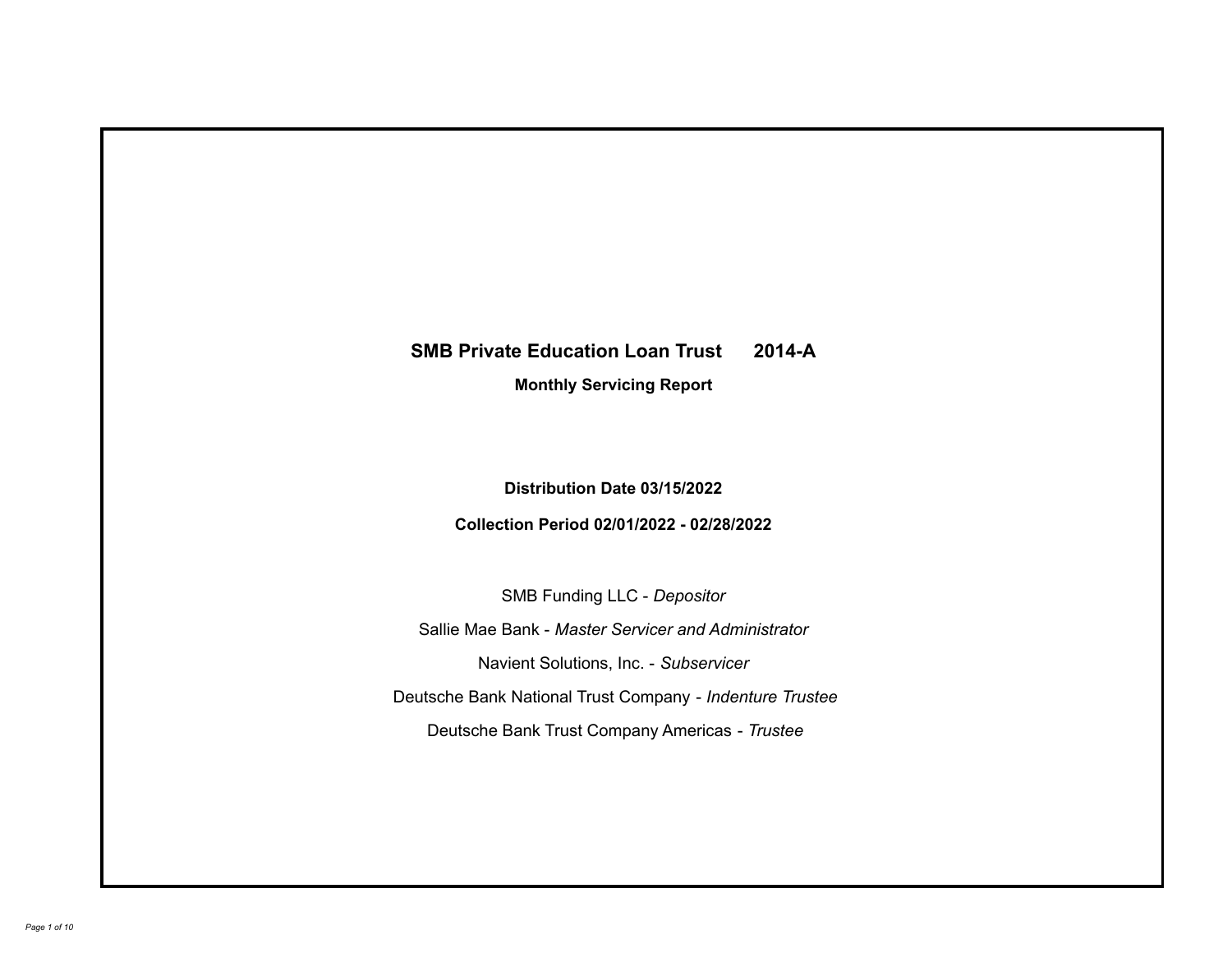# SMB Private Education Loan Trust 2014-A

## Monthly Servicing Report

**Distribution Date 03/15/2022**

**Collection Period 02/01/2022 - 02/28/2022**

SMB Funding LLC - *Depositor*

Sallie Mae Bank - *Master Servicer and Administrator*

Navient Solutions, Inc. - *Subservicer*

Deutsche Bank National Trust Company - *Indenture Trustee*

Deutsche Bank Trust Company Americas - *Trustee*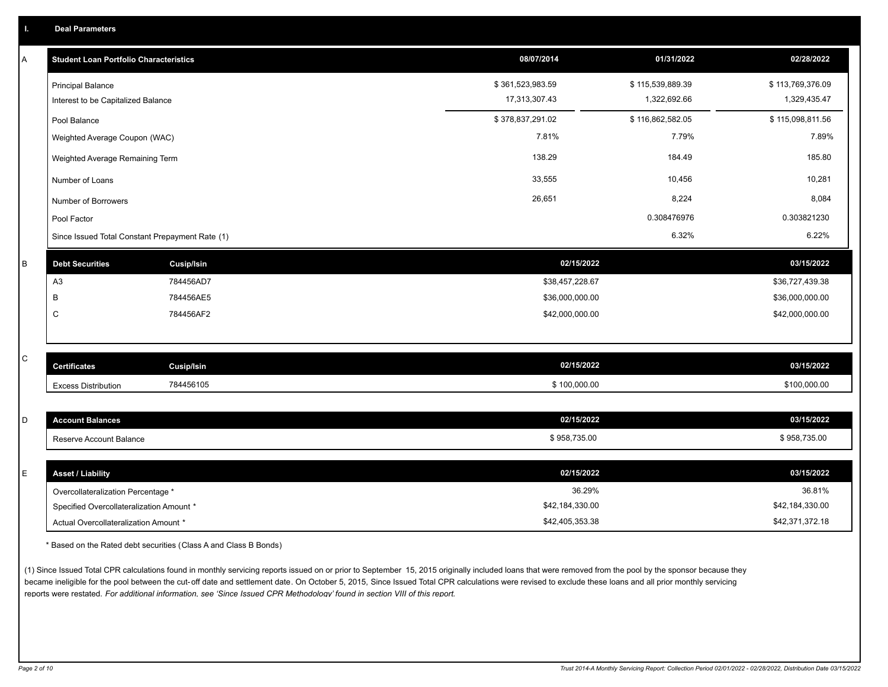## I. Deal Parameters

### A

| Student Loan Portfolio Characteristics | 08/07/2014 | 01/31/2022 | 02/28/2022 |
|---|---|---|---|
| Principal Balance | $ 361,523,983.59 | $ 115,539,889.39 | $ 113,769,376.09 |
| Interest to be Capitalized Balance | 17,313,307.43 | 1,322,692.66 | 1,329,435.47 |
| Pool Balance | $ 378,837,291.02 | $ 116,862,582.05 | $ 115,098,811.56 |
| Weighted Average Coupon (WAC) | 7.81% | 7.79% | 7.89% |
| Weighted Average Remaining Term | 138.29 | 184.49 | 185.80 |
| Number of Loans | 33,555 | 10,456 | 10,281 |
| Number of Borrowers | 26,651 | 8,224 | 8,084 |
| Pool Factor | | 0.308476976 | 0.303821230 |
| Since Issued Total Constant Prepayment Rate (1) | | 6.32% | 6.22% |

### B

| Debt Securities | Cusip/Isin | 02/15/2022 | 03/15/2022 |
|---|---|---|---|
| A3 | 784456AD7 | $38,457,228.67 | $36,727,439.38 |
| B | 784456AE5 | $36,000,000.00 | $36,000,000.00 |
| C | 784456AF2 | $42,000,000.00 | $42,000,000.00 |

### C

| Certificates | Cusip/Isin | 02/15/2022 | 03/15/2022 |
|---|---|---|---|
| Excess Distribution | 784456105 | $ 100,000.00 | $100,000.00 |

### D

| Account Balances | 02/15/2022 | 03/15/2022 |
|---|---|---|
| Reserve Account Balance | $ 958,735.00 | $ 958,735.00 |

### E

| Asset / Liability | 02/15/2022 | 03/15/2022 |
|---|---|---|
| Overcollateralization Percentage * | 36.29% | 36.81% |
| Specified Overcollateralization Amount * | $42,184,330.00 | $42,184,330.00 |
| Actual Overcollateralization Amount * | $42,405,353.38 | $42,371,372.18 |

* Based on the Rated debt securities (Class A and Class B Bonds)

(1) Since Issued Total CPR calculations found in monthly servicing reports issued on or prior to September 15, 2015 originally included loans that were removed from the pool by the sponsor because they became ineligible for the pool between the cut-off date and settlement date. On October 5, 2015, Since Issued Total CPR calculations were revised to exclude these loans and all prior monthly servicing reports were restated. *For additional information, see 'Since Issued CPR Methodology' found in section VIII of this report.*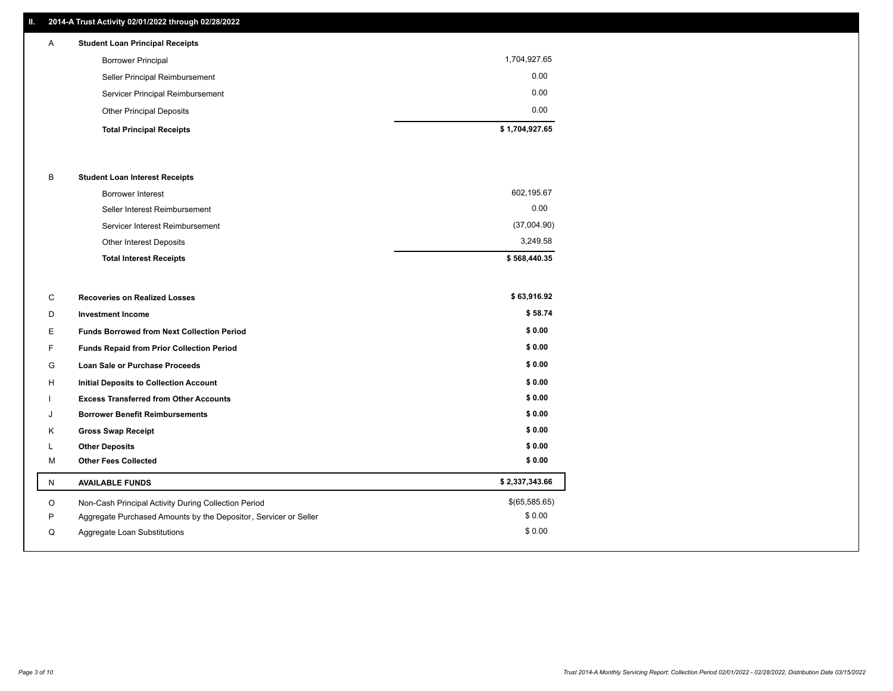## II. 2014-A Trust Activity 02/01/2022 through 02/28/2022

| | | |
|---|---|---|
| A | **Student Loan Principal Receipts** | |
| | Borrower Principal | 1,704,927.65 |
| | Seller Principal Reimbursement | 0.00 |
| | Servicer Principal Reimbursement | 0.00 |
| | Other Principal Deposits | 0.00 |
| | **Total Principal Receipts** | **$ 1,704,927.65** |
| B | **Student Loan Interest Receipts** | |
| | Borrower Interest | 602,195.67 |
| | Seller Interest Reimbursement | 0.00 |
| | Servicer Interest Reimbursement | (37,004.90) |
| | Other Interest Deposits | 3,249.58 |
| | **Total Interest Receipts** | **$ 568,440.35** |
| C | **Recoveries on Realized Losses** | **$ 63,916.92** |
| D | **Investment Income** | **$ 58.74** |
| E | **Funds Borrowed from Next Collection Period** | **$ 0.00** |
| F | **Funds Repaid from Prior Collection Period** | **$ 0.00** |
| G | **Loan Sale or Purchase Proceeds** | **$ 0.00** |
| H | **Initial Deposits to Collection Account** | **$ 0.00** |
| I | **Excess Transferred from Other Accounts** | **$ 0.00** |
| J | **Borrower Benefit Reimbursements** | **$ 0.00** |
| K | **Gross Swap Receipt** | **$ 0.00** |
| L | **Other Deposits** | **$ 0.00** |
| M | **Other Fees Collected** | **$ 0.00** |
| N | **AVAILABLE FUNDS** | **$ 2,337,343.66** |
| O | Non-Cash Principal Activity During Collection Period | $(65,585.65) |
| P | Aggregate Purchased Amounts by the Depositor, Servicer or Seller | $ 0.00 |
| Q | Aggregate Loan Substitutions | $ 0.00 |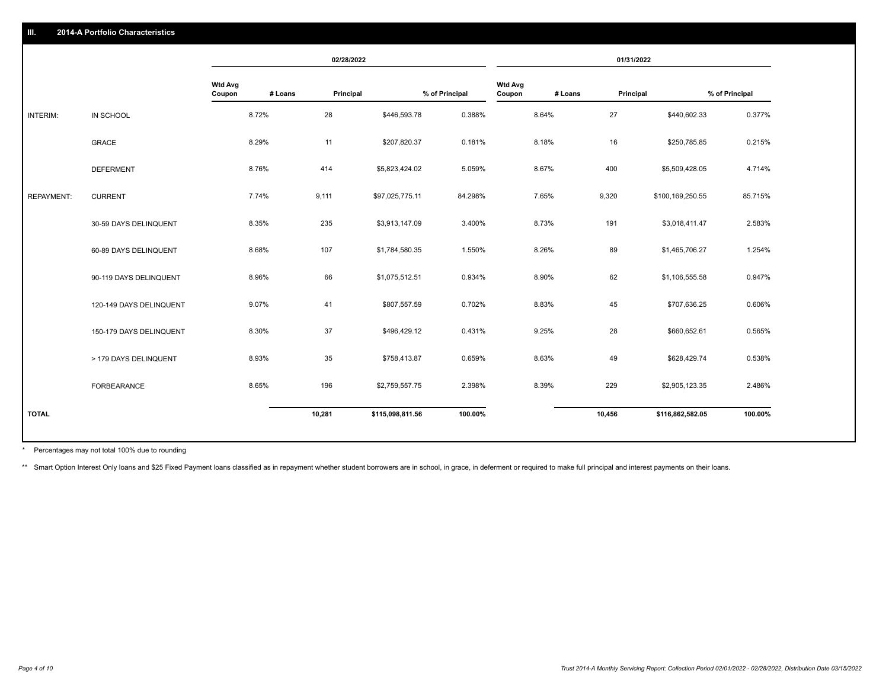## III. 2014-A Portfolio Characteristics

| | | 02/28/2022 | | | | 01/31/2022 | | | |
|---|---|---|---|---|---|---|---|---|---|
| | | Wtd Avg Coupon | # Loans | Principal | % of Principal | Wtd Avg Coupon | # Loans | Principal | % of Principal |
| INTERIM: | IN SCHOOL | 8.72% | 28 | $446,593.78 | 0.388% | 8.64% | 27 | $440,602.33 | 0.377% |
| | GRACE | 8.29% | 11 | $207,820.37 | 0.181% | 8.18% | 16 | $250,785.85 | 0.215% |
| | DEFERMENT | 8.76% | 414 | $5,823,424.02 | 5.059% | 8.67% | 400 | $5,509,428.05 | 4.714% |
| REPAYMENT: | CURRENT | 7.74% | 9,111 | $97,025,775.11 | 84.298% | 7.65% | 9,320 | $100,169,250.55 | 85.715% |
| | 30-59 DAYS DELINQUENT | 8.35% | 235 | $3,913,147.09 | 3.400% | 8.73% | 191 | $3,018,411.47 | 2.583% |
| | 60-89 DAYS DELINQUENT | 8.68% | 107 | $1,784,580.35 | 1.550% | 8.26% | 89 | $1,465,706.27 | 1.254% |
| | 90-119 DAYS DELINQUENT | 8.96% | 66 | $1,075,512.51 | 0.934% | 8.90% | 62 | $1,106,555.58 | 0.947% |
| | 120-149 DAYS DELINQUENT | 9.07% | 41 | $807,557.59 | 0.702% | 8.83% | 45 | $707,636.25 | 0.606% |
| | 150-179 DAYS DELINQUENT | 8.30% | 37 | $496,429.12 | 0.431% | 9.25% | 28 | $660,652.61 | 0.565% |
| | > 179 DAYS DELINQUENT | 8.93% | 35 | $758,413.87 | 0.659% | 8.63% | 49 | $628,429.74 | 0.538% |
| | FORBEARANCE | 8.65% | 196 | $2,759,557.75 | 2.398% | 8.39% | 229 | $2,905,123.35 | 2.486% |
| **TOTAL** | | | **10,281** | **$115,098,811.56** | **100.00%** | | **10,456** | **$116,862,582.05** | **100.00%** |

* Percentages may not total 100% due to rounding

** Smart Option Interest Only loans and $25 Fixed Payment loans classified as in repayment whether student borrowers are in school, in grace, in deferment or required to make full principal and interest payments on their loans.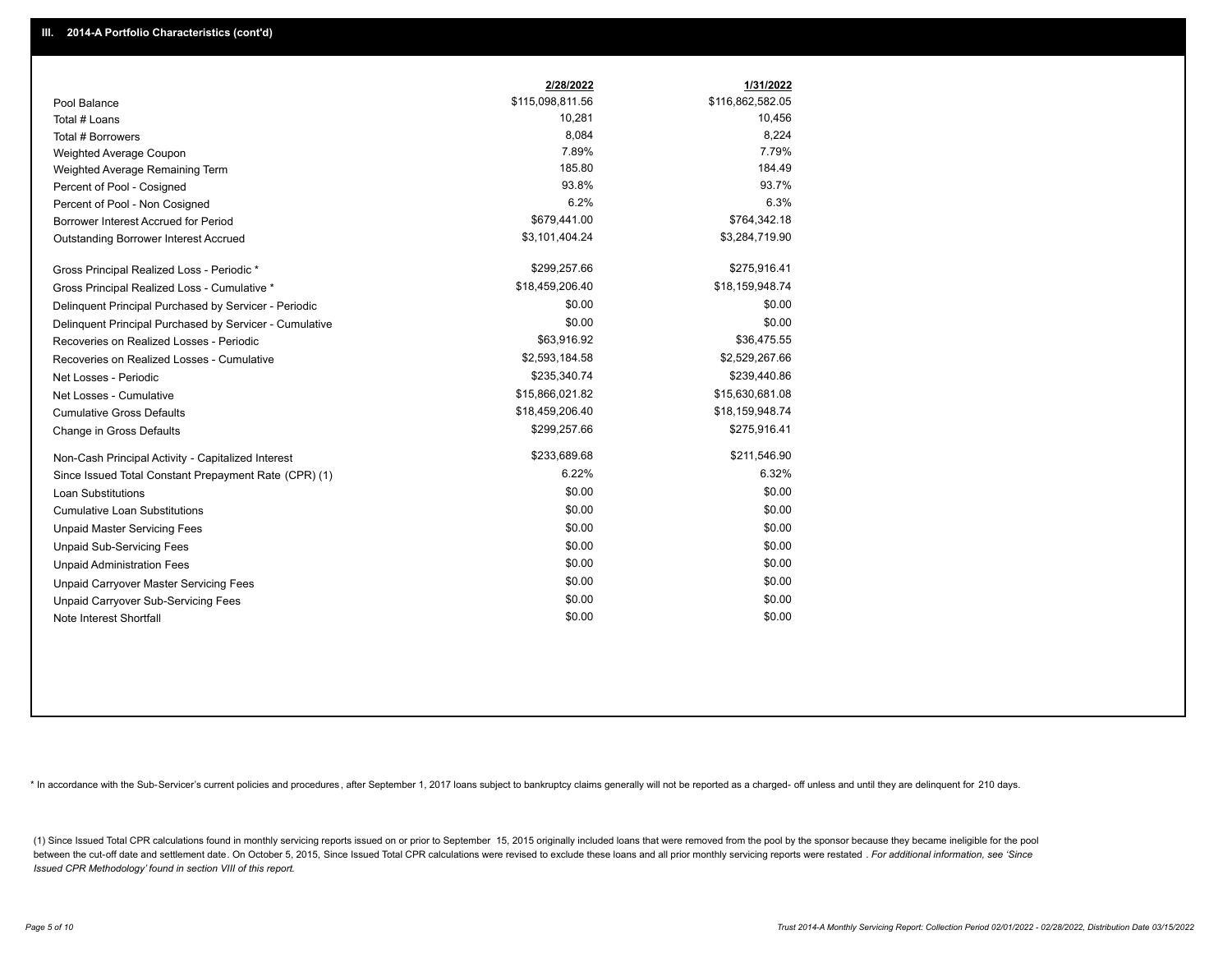## III. 2014-A Portfolio Characteristics (cont'd)

| | 2/28/2022 | 1/31/2022 |
|---|---|---|
| Pool Balance | $115,098,811.56 | $116,862,582.05 |
| Total # Loans | 10,281 | 10,456 |
| Total # Borrowers | 8,084 | 8,224 |
| Weighted Average Coupon | 7.89% | 7.79% |
| Weighted Average Remaining Term | 185.80 | 184.49 |
| Percent of Pool - Cosigned | 93.8% | 93.7% |
| Percent of Pool - Non Cosigned | 6.2% | 6.3% |
| Borrower Interest Accrued for Period | $679,441.00 | $764,342.18 |
| Outstanding Borrower Interest Accrued | $3,101,404.24 | $3,284,719.90 |
| Gross Principal Realized Loss - Periodic * | $299,257.66 | $275,916.41 |
| Gross Principal Realized Loss - Cumulative * | $18,459,206.40 | $18,159,948.74 |
| Delinquent Principal Purchased by Servicer - Periodic | $0.00 | $0.00 |
| Delinquent Principal Purchased by Servicer - Cumulative | $0.00 | $0.00 |
| Recoveries on Realized Losses - Periodic | $63,916.92 | $36,475.55 |
| Recoveries on Realized Losses - Cumulative | $2,593,184.58 | $2,529,267.66 |
| Net Losses - Periodic | $235,340.74 | $239,440.86 |
| Net Losses - Cumulative | $15,866,021.82 | $15,630,681.08 |
| Cumulative Gross Defaults | $18,459,206.40 | $18,159,948.74 |
| Change in Gross Defaults | $299,257.66 | $275,916.41 |
| Non-Cash Principal Activity - Capitalized Interest | $233,689.68 | $211,546.90 |
| Since Issued Total Constant Prepayment Rate (CPR) (1) | 6.22% | 6.32% |
| Loan Substitutions | $0.00 | $0.00 |
| Cumulative Loan Substitutions | $0.00 | $0.00 |
| Unpaid Master Servicing Fees | $0.00 | $0.00 |
| Unpaid Sub-Servicing Fees | $0.00 | $0.00 |
| Unpaid Administration Fees | $0.00 | $0.00 |
| Unpaid Carryover Master Servicing Fees | $0.00 | $0.00 |
| Unpaid Carryover Sub-Servicing Fees | $0.00 | $0.00 |
| Note Interest Shortfall | $0.00 | $0.00 |

* In accordance with the Sub-Servicer's current policies and procedures, after September 1, 2017 loans subject to bankruptcy claims generally will not be reported as a charged- off unless and until they are delinquent for 210 days.

(1) Since Issued Total CPR calculations found in monthly servicing reports issued on or prior to September 15, 2015 originally included loans that were removed from the pool by the sponsor because they became ineligible for the pool between the cut-off date and settlement date. On October 5, 2015, Since Issued Total CPR calculations were revised to exclude these loans and all prior monthly servicing reports were restated. *For additional information, see 'Since Issued CPR Methodology' found in section VIII of this report.*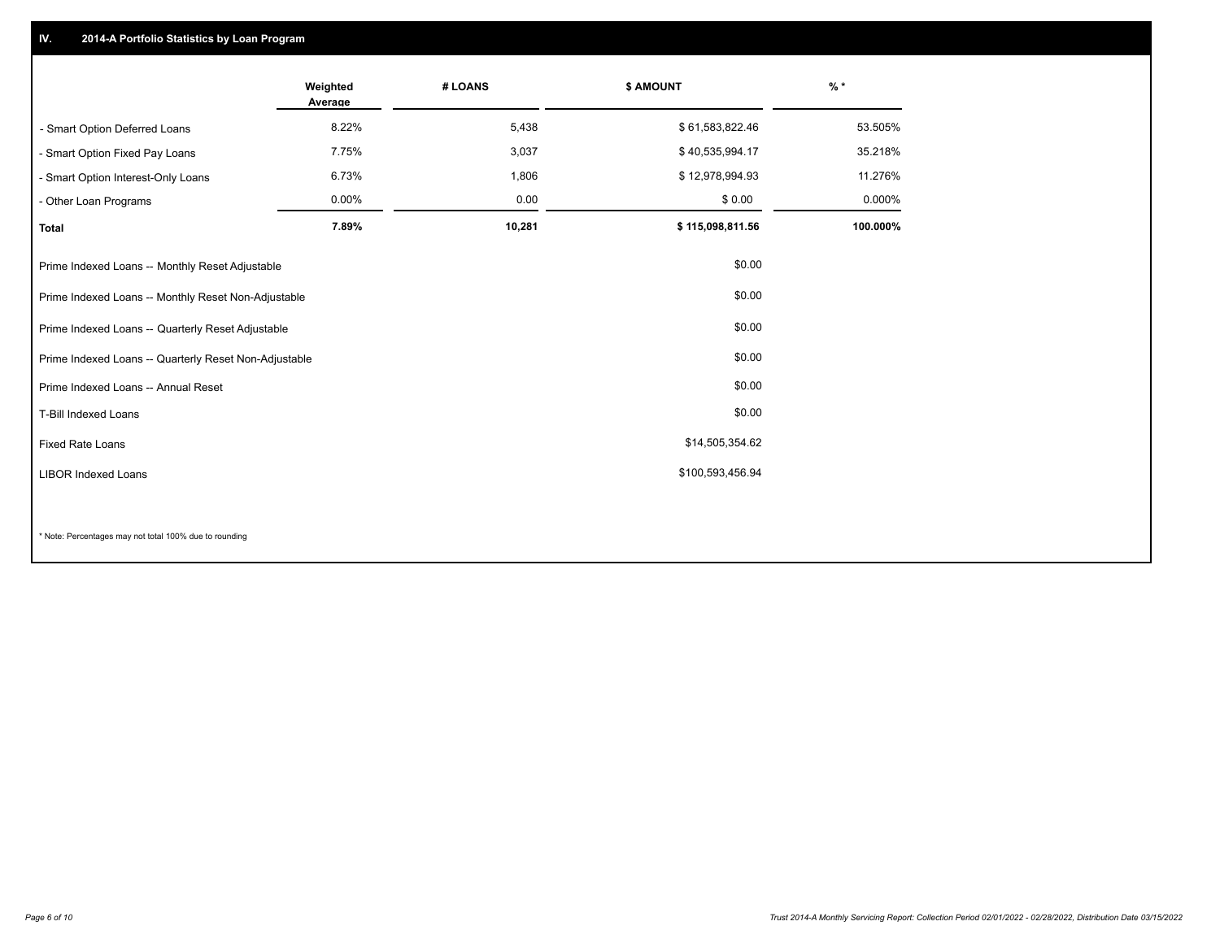## IV. 2014-A Portfolio Statistics by Loan Program

| | Weighted Average | # LOANS | $ AMOUNT | % * |
|---|---|---|---|---|
| - Smart Option Deferred Loans | 8.22% | 5,438 | $ 61,583,822.46 | 53.505% |
| - Smart Option Fixed Pay Loans | 7.75% | 3,037 | $ 40,535,994.17 | 35.218% |
| - Smart Option Interest-Only Loans | 6.73% | 1,806 | $ 12,978,994.93 | 11.276% |
| - Other Loan Programs | 0.00% | 0.00 | $ 0.00 | 0.000% |
| **Total** | **7.89%** | **10,281** | **$ 115,098,811.56** | **100.000%** |

| | |
|---|---|
| Prime Indexed Loans -- Monthly Reset Adjustable | $0.00 |
| Prime Indexed Loans -- Monthly Reset Non-Adjustable | $0.00 |
| Prime Indexed Loans -- Quarterly Reset Adjustable | $0.00 |
| Prime Indexed Loans -- Quarterly Reset Non-Adjustable | $0.00 |
| Prime Indexed Loans -- Annual Reset | $0.00 |
| T-Bill Indexed Loans | $0.00 |
| Fixed Rate Loans | $14,505,354.62 |
| LIBOR Indexed Loans | $100,593,456.94 |

* Note: Percentages may not total 100% due to rounding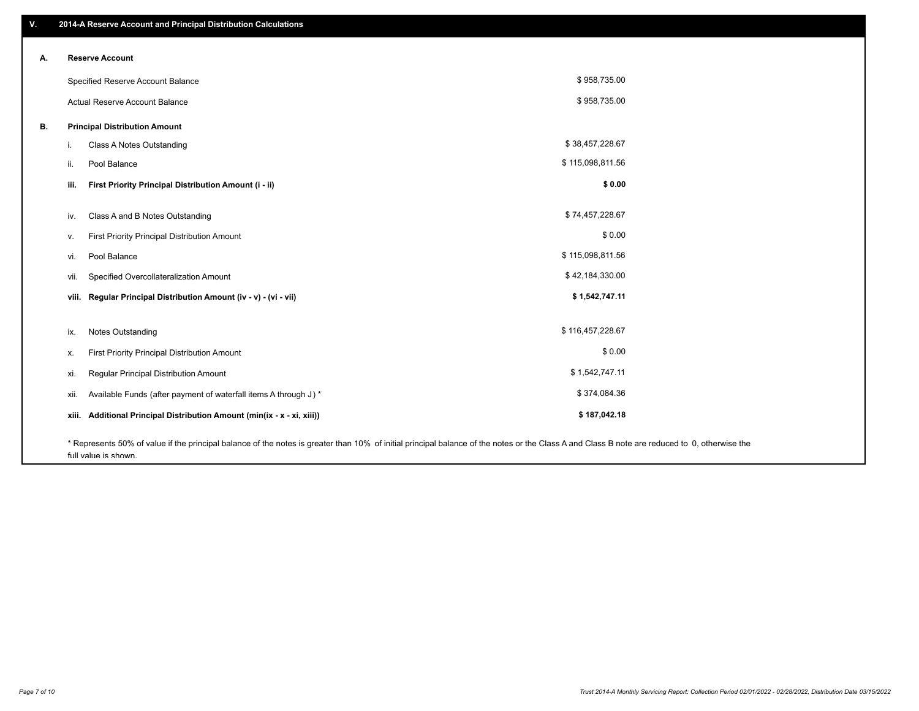## V. 2014-A Reserve Account and Principal Distribution Calculations

### A. Reserve Account

| | |
|---|---|
| Specified Reserve Account Balance | $ 958,735.00 |
| Actual Reserve Account Balance | $ 958,735.00 |

### B. Principal Distribution Amount

| | | |
|---|---|---|
| i. | Class A Notes Outstanding | $ 38,457,228.67 |
| ii. | Pool Balance | $ 115,098,811.56 |
| **iii.** | **First Priority Principal Distribution Amount (i - ii)** | **$ 0.00** |
| iv. | Class A and B Notes Outstanding | $ 74,457,228.67 |
| v. | First Priority Principal Distribution Amount | $ 0.00 |
| vi. | Pool Balance | $ 115,098,811.56 |
| vii. | Specified Overcollateralization Amount | $ 42,184,330.00 |
| **viii.** | **Regular Principal Distribution Amount (iv - v) - (vi - vii)** | **$ 1,542,747.11** |
| ix. | Notes Outstanding | $ 116,457,228.67 |
| x. | First Priority Principal Distribution Amount | $ 0.00 |
| xi. | Regular Principal Distribution Amount | $ 1,542,747.11 |
| xii. | Available Funds (after payment of waterfall items A through J ) * | $ 374,084.36 |
| **xiii.** | **Additional Principal Distribution Amount (min(ix - x - xi, xiii))** | **$ 187,042.18** |

* Represents 50% of value if the principal balance of the notes is greater than 10% of initial principal balance of the notes or the Class A and Class B note are reduced to 0, otherwise the full value is shown.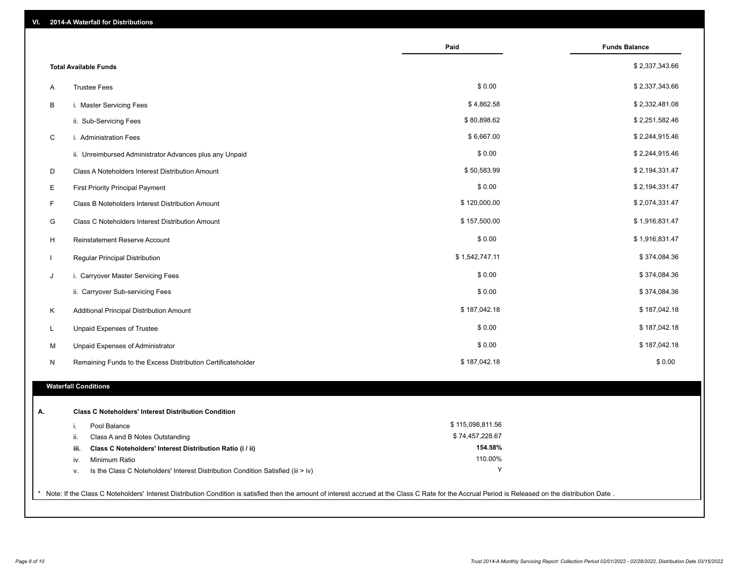## VI. 2014-A Waterfall for Distributions

| | | Paid | Funds Balance |
|---|---|---|---|
| | **Total Available Funds** | | $ 2,337,343.66 |
| A | Trustee Fees | $ 0.00 | $ 2,337,343.66 |
| B | i. Master Servicing Fees | $ 4,862.58 | $ 2,332,481.08 |
| | ii. Sub-Servicing Fees | $ 80,898.62 | $ 2,251,582.46 |
| C | i. Administration Fees | $ 6,667.00 | $ 2,244,915.46 |
| | ii. Unreimbursed Administrator Advances plus any Unpaid | $ 0.00 | $ 2,244,915.46 |
| D | Class A Noteholders Interest Distribution Amount | $ 50,583.99 | $ 2,194,331.47 |
| E | First Priority Principal Payment | $ 0.00 | $ 2,194,331.47 |
| F | Class B Noteholders Interest Distribution Amount | $ 120,000.00 | $ 2,074,331.47 |
| G | Class C Noteholders Interest Distribution Amount | $ 157,500.00 | $ 1,916,831.47 |
| H | Reinstatement Reserve Account | $ 0.00 | $ 1,916,831.47 |
| I | Regular Principal Distribution | $ 1,542,747.11 | $ 374,084.36 |
| J | i. Carryover Master Servicing Fees | $ 0.00 | $ 374,084.36 |
| | ii. Carryover Sub-servicing Fees | $ 0.00 | $ 374,084.36 |
| K | Additional Principal Distribution Amount | $ 187,042.18 | $ 187,042.18 |
| L | Unpaid Expenses of Trustee | $ 0.00 | $ 187,042.18 |
| M | Unpaid Expenses of Administrator | $ 0.00 | $ 187,042.18 |
| N | Remaining Funds to the Excess Distribution Certificateholder | $ 187,042.18 | $ 0.00 |

### Waterfall Conditions

| | | | |
|---|---|---|---|
| **A.** | | **Class C Noteholders' Interest Distribution Condition** | |
| | i. | Pool Balance | $ 115,098,811.56 |
| | ii. | Class A and B Notes Outstanding | $ 74,457,228.67 |
| | **iii.** | **Class C Noteholders' Interest Distribution Ratio (i / ii)** | **154.58%** |
| | iv. | Minimum Ratio | 110.00% |
| | v. | Is the Class C Noteholders' Interest Distribution Condition Satisfied (iii > iv) | Y |

* Note: If the Class C Noteholders' Interest Distribution Condition is satisfied then the amount of interest accrued at the Class C Rate for the Accrual Period is Released on the distribution Date .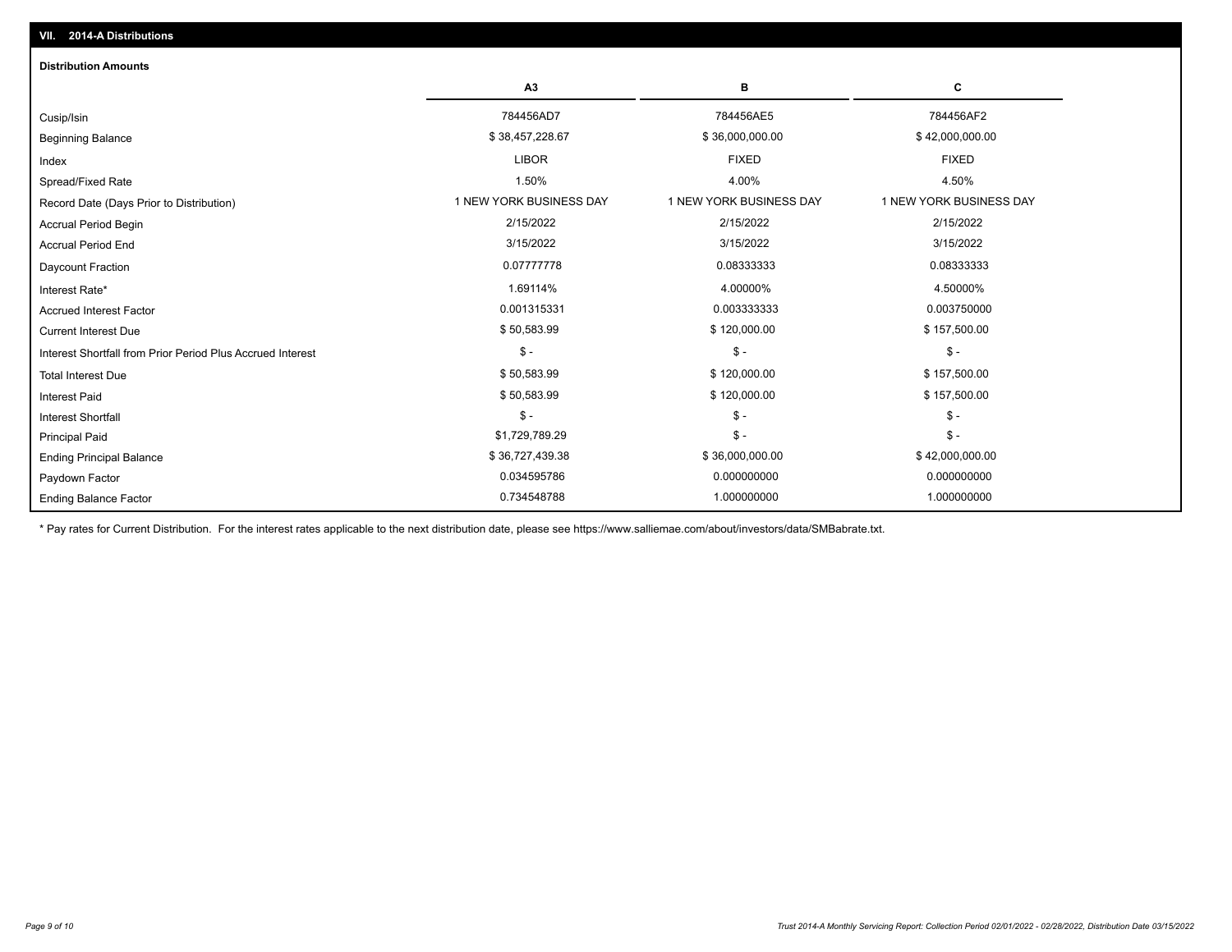## VII. 2014-A Distributions

### Distribution Amounts

| | A3 | B | C |
|---|---|---|---|
| Cusip/Isin | 784456AD7 | 784456AE5 | 784456AF2 |
| Beginning Balance | $ 38,457,228.67 | $ 36,000,000.00 | $ 42,000,000.00 |
| Index | LIBOR | FIXED | FIXED |
| Spread/Fixed Rate | 1.50% | 4.00% | 4.50% |
| Record Date (Days Prior to Distribution) | 1 NEW YORK BUSINESS DAY | 1 NEW YORK BUSINESS DAY | 1 NEW YORK BUSINESS DAY |
| Accrual Period Begin | 2/15/2022 | 2/15/2022 | 2/15/2022 |
| Accrual Period End | 3/15/2022 | 3/15/2022 | 3/15/2022 |
| Daycount Fraction | 0.07777778 | 0.08333333 | 0.08333333 |
| Interest Rate* | 1.69114% | 4.00000% | 4.50000% |
| Accrued Interest Factor | 0.001315331 | 0.003333333 | 0.003750000 |
| Current Interest Due | $ 50,583.99 | $ 120,000.00 | $ 157,500.00 |
| Interest Shortfall from Prior Period Plus Accrued Interest | $ - | $ - | $ - |
| Total Interest Due | $ 50,583.99 | $ 120,000.00 | $ 157,500.00 |
| Interest Paid | $ 50,583.99 | $ 120,000.00 | $ 157,500.00 |
| Interest Shortfall | $ - | $ - | $ - |
| Principal Paid | $1,729,789.29 | $ - | $ - |
| Ending Principal Balance | $ 36,727,439.38 | $ 36,000,000.00 | $ 42,000,000.00 |
| Paydown Factor | 0.034595786 | 0.000000000 | 0.000000000 |
| Ending Balance Factor | 0.734548788 | 1.000000000 | 1.000000000 |

* Pay rates for Current Distribution. For the interest rates applicable to the next distribution date, please see https://www.salliemae.com/about/investors/data/SMBabrate.txt.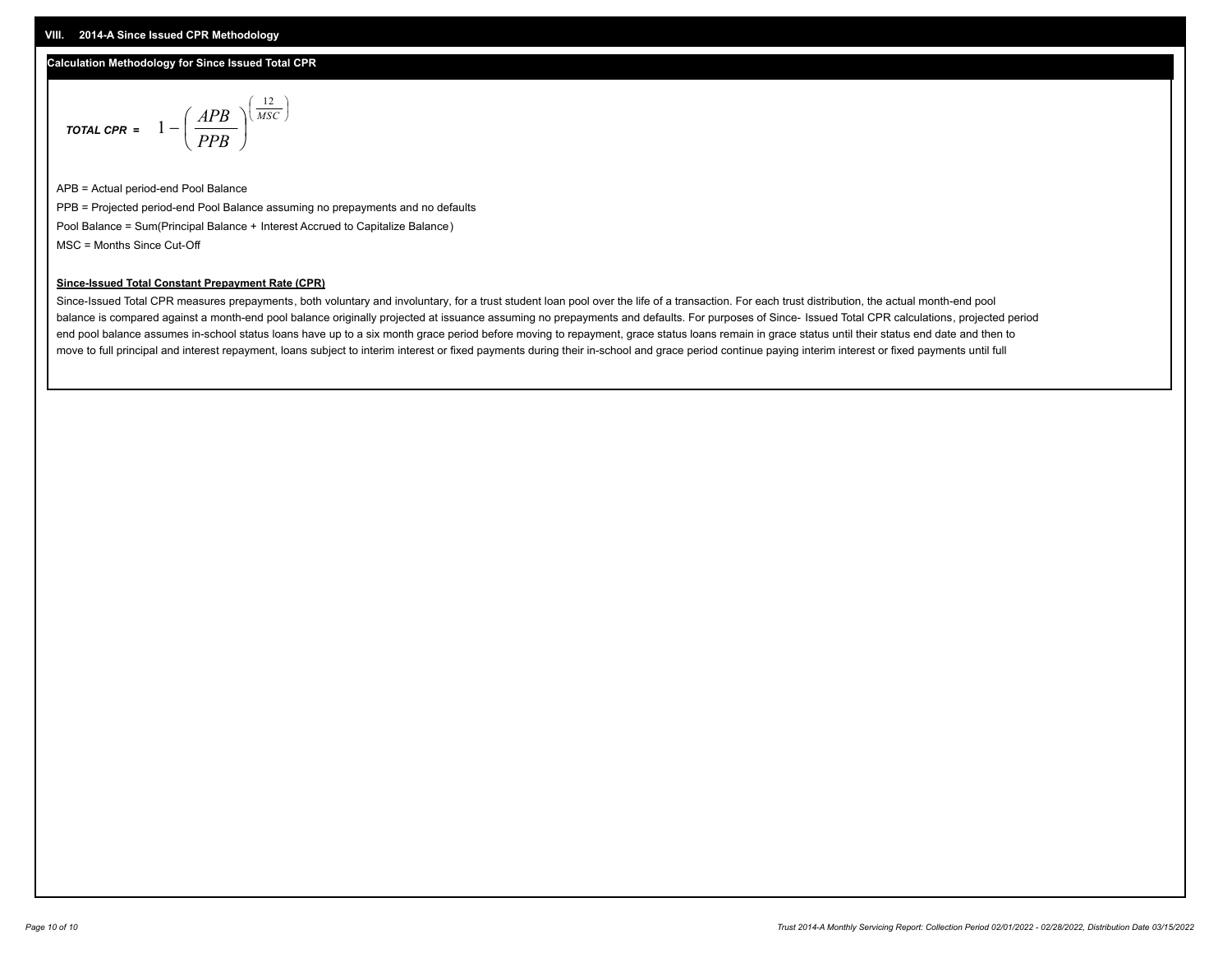## VIII. 2014-A Since Issued CPR Methodology

### Calculation Methodology for Since Issued Total CPR

$$\textit{TOTAL CPR} = 1 - \left( \frac{APB}{PPB} \right)^{\left( \frac{12}{MSC} \right)}$$

APB = Actual period-end Pool Balance

PPB = Projected period-end Pool Balance assuming no prepayments and no defaults

Pool Balance = Sum(Principal Balance + Interest Accrued to Capitalize Balance)

MSC = Months Since Cut-Off

**Since-Issued Total Constant Prepayment Rate (CPR)**

Since-Issued Total CPR measures prepayments, both voluntary and involuntary, for a trust student loan pool over the life of a transaction. For each trust distribution, the actual month-end pool balance is compared against a month-end pool balance originally projected at issuance assuming no prepayments and defaults. For purposes of Since- Issued Total CPR calculations, projected period end pool balance assumes in-school status loans have up to a six month grace period before moving to repayment, grace status loans remain in grace status until their status end date and then to move to full principal and interest repayment, loans subject to interim interest or fixed payments during their in-school and grace period continue paying interim interest or fixed payments until full